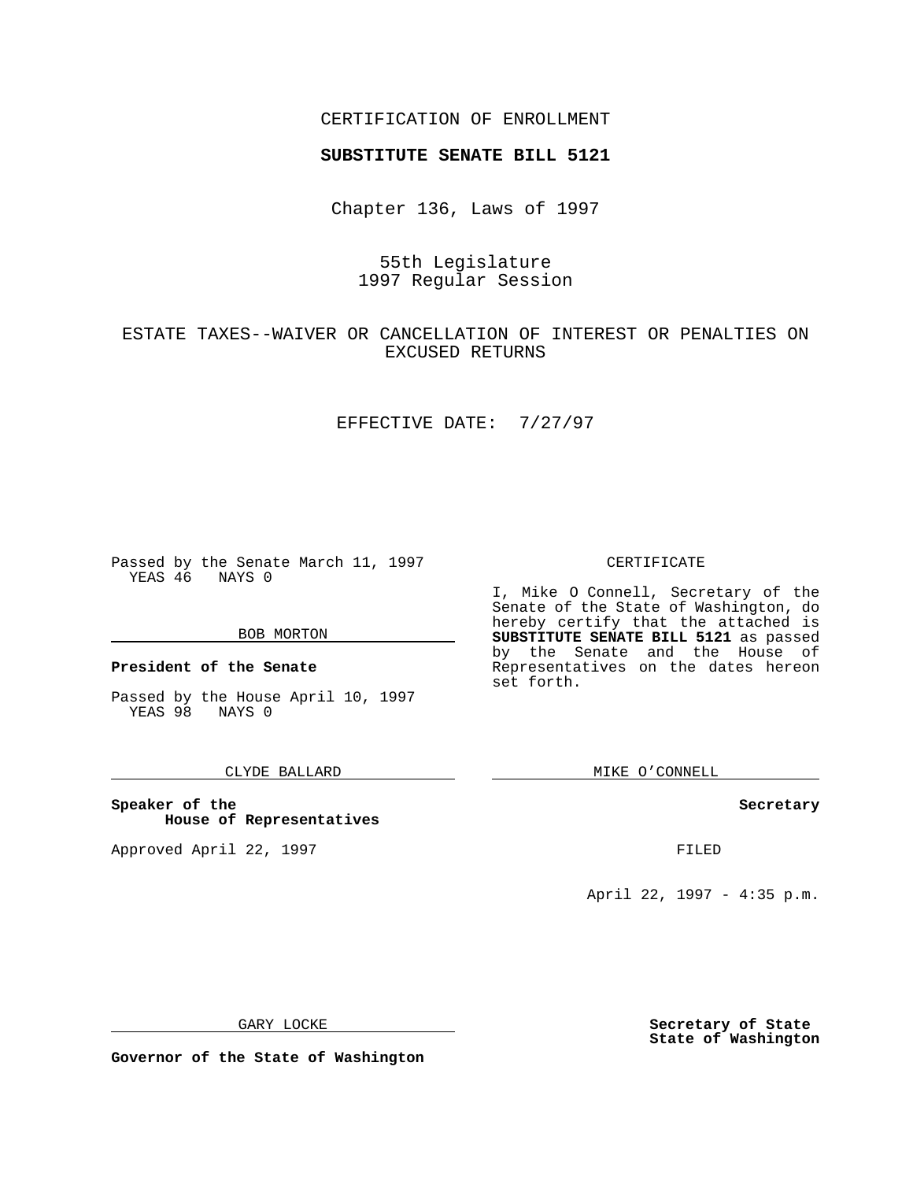CERTIFICATION OF ENROLLMENT

**SUBSTITUTE SENATE BILL 5121**

Chapter 136, Laws of 1997

55th Legislature
1997 Regular Session

ESTATE TAXES--WAIVER OR CANCELLATION OF INTEREST OR PENALTIES ON EXCUSED RETURNS

EFFECTIVE DATE: 7/27/97

Passed by the Senate March 11, 1997
YEAS 46 NAYS 0

BOB MORTON

**President of the Senate**

Passed by the House April 10, 1997
YEAS 98 NAYS 0

CLYDE BALLARD

**Speaker of the House of Representatives**

Approved April 22, 1997

GARY LOCKE

**Governor of the State of Washington**

CERTIFICATE

I, Mike O Connell, Secretary of the Senate of the State of Washington, do hereby certify that the attached is **SUBSTITUTE SENATE BILL 5121** as passed by the Senate and the House of Representatives on the dates hereon set forth.

MIKE O'CONNELL

**Secretary**

FILED

April 22, 1997 - 4:35 p.m.

**Secretary of State**
**State of Washington**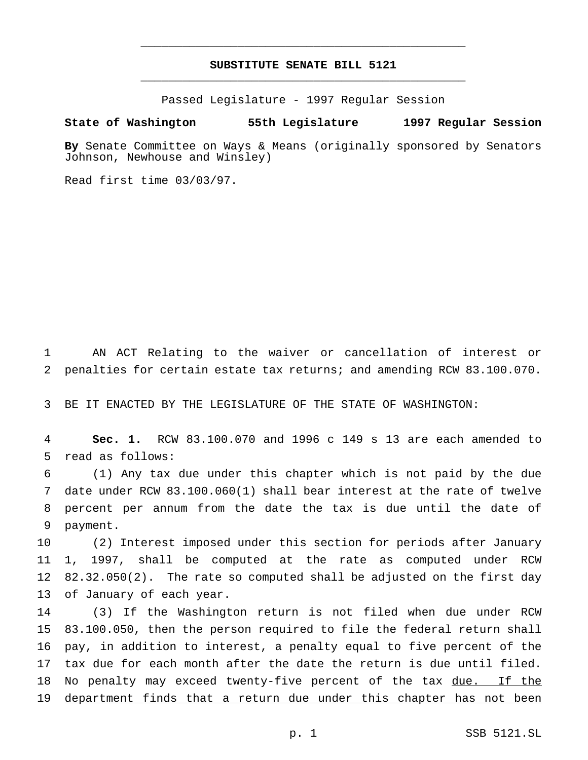_______________________________________________

**SUBSTITUTE SENATE BILL 5121**

_______________________________________________

Passed Legislature - 1997 Regular Session

**State of Washington 55th Legislature 1997 Regular Session**

**By** Senate Committee on Ways & Means (originally sponsored by Senators Johnson, Newhouse and Winsley)

Read first time 03/03/97.

1 AN ACT Relating to the waiver or cancellation of interest or
2 penalties for certain estate tax returns; and amending RCW 83.100.070.

3 BE IT ENACTED BY THE LEGISLATURE OF THE STATE OF WASHINGTON:

4 **Sec. 1.** RCW 83.100.070 and 1996 c 149 s 13 are each amended to
5 read as follows:

6 (1) Any tax due under this chapter which is not paid by the due
7 date under RCW 83.100.060(1) shall bear interest at the rate of twelve
8 percent per annum from the date the tax is due until the date of
9 payment.

10 (2) Interest imposed under this section for periods after January
11 1, 1997, shall be computed at the rate as computed under RCW
12 82.32.050(2). The rate so computed shall be adjusted on the first day
13 of January of each year.

14 (3) If the Washington return is not filed when due under RCW
15 83.100.050, then the person required to file the federal return shall
16 pay, in addition to interest, a penalty equal to five percent of the
17 tax due for each month after the date the return is due until filed.
18 No penalty may exceed twenty-five percent of the tax <u>due. If the</u>
19 <u>department finds that a return due under this chapter has not been</u>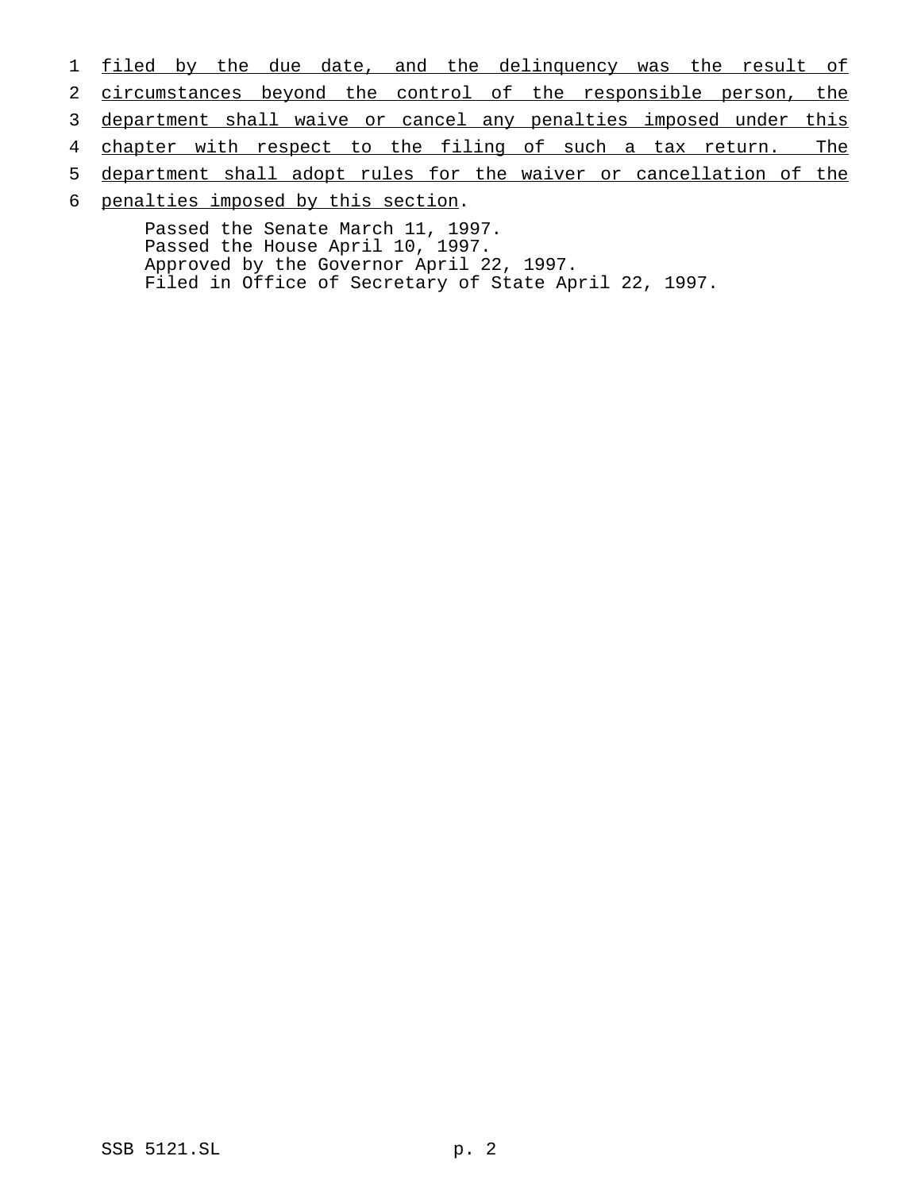filed by the due date, and the delinquency was the result of circumstances beyond the control of the responsible person, the department shall waive or cancel any penalties imposed under this chapter with respect to the filing of such a tax return. The department shall adopt rules for the waiver or cancellation of the penalties imposed by this section.

Passed the Senate March 11, 1997.
Passed the House April 10, 1997.
Approved by the Governor April 22, 1997.
Filed in Office of Secretary of State April 22, 1997.